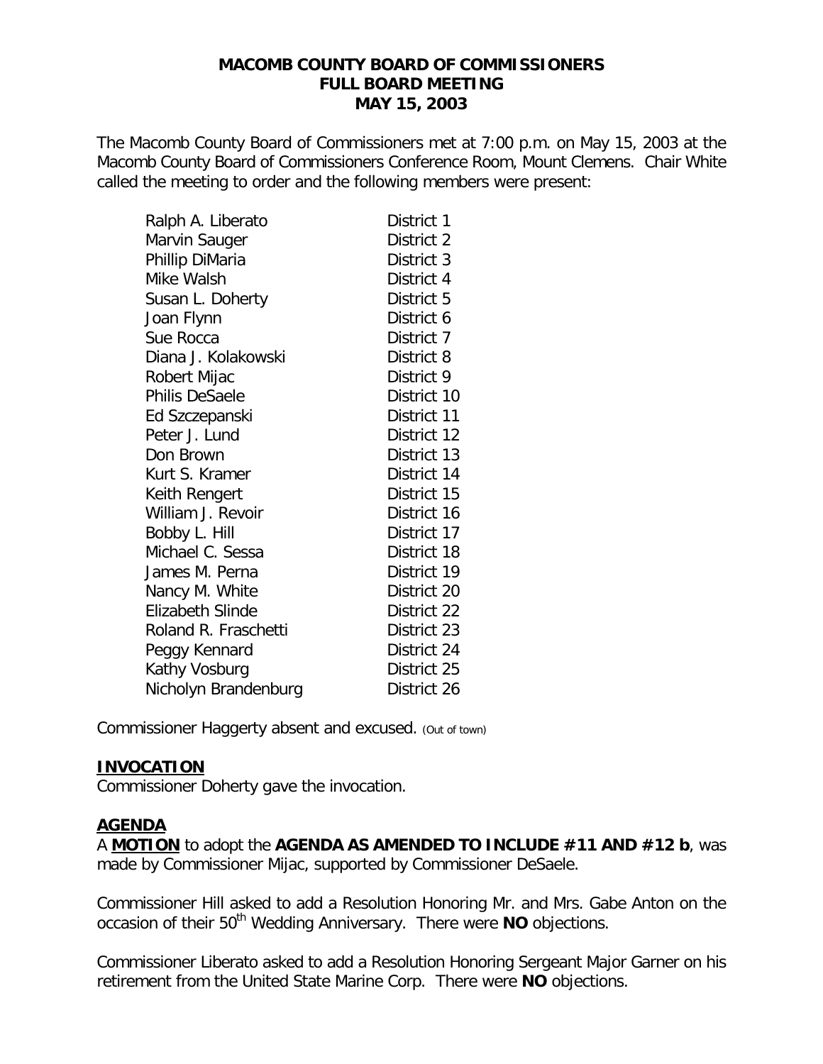# MACOMB COUNTY BOARD OF COMMISSIONERS
# FULL BOARD MEETING
# MAY 15, 2003

The Macomb County Board of Commissioners met at 7:00 p.m. on May 15, 2003 at the Macomb County Board of Commissioners Conference Room, Mount Clemens. Chair White called the meeting to order and the following members were present:

| | |
|---|---|
| Ralph A. Liberato | District 1 |
| Marvin Sauger | District 2 |
| Phillip DiMaria | District 3 |
| Mike Walsh | District 4 |
| Susan L. Doherty | District 5 |
| Joan Flynn | District 6 |
| Sue Rocca | District 7 |
| Diana J. Kolakowski | District 8 |
| Robert Mijac | District 9 |
| Philis DeSaele | District 10 |
| Ed Szczepanski | District 11 |
| Peter J. Lund | District 12 |
| Don Brown | District 13 |
| Kurt S. Kramer | District 14 |
| Keith Rengert | District 15 |
| William J. Revoir | District 16 |
| Bobby L. Hill | District 17 |
| Michael C. Sessa | District 18 |
| James M. Perna | District 19 |
| Nancy M. White | District 20 |
| Elizabeth Slinde | District 22 |
| Roland R. Fraschetti | District 23 |
| Peggy Kennard | District 24 |
| Kathy Vosburg | District 25 |
| Nicholyn Brandenburg | District 26 |

Commissioner Haggerty absent and excused. (Out of town)

## INVOCATION

Commissioner Doherty gave the invocation.

## AGENDA

A **MOTION** to adopt the **AGENDA AS AMENDED TO INCLUDE #11 AND #12 b**, was made by Commissioner Mijac, supported by Commissioner DeSaele.

Commissioner Hill asked to add a Resolution Honoring Mr. and Mrs. Gabe Anton on the occasion of their 50th Wedding Anniversary. There were **NO** objections.

Commissioner Liberato asked to add a Resolution Honoring Sergeant Major Garner on his retirement from the United State Marine Corp. There were **NO** objections.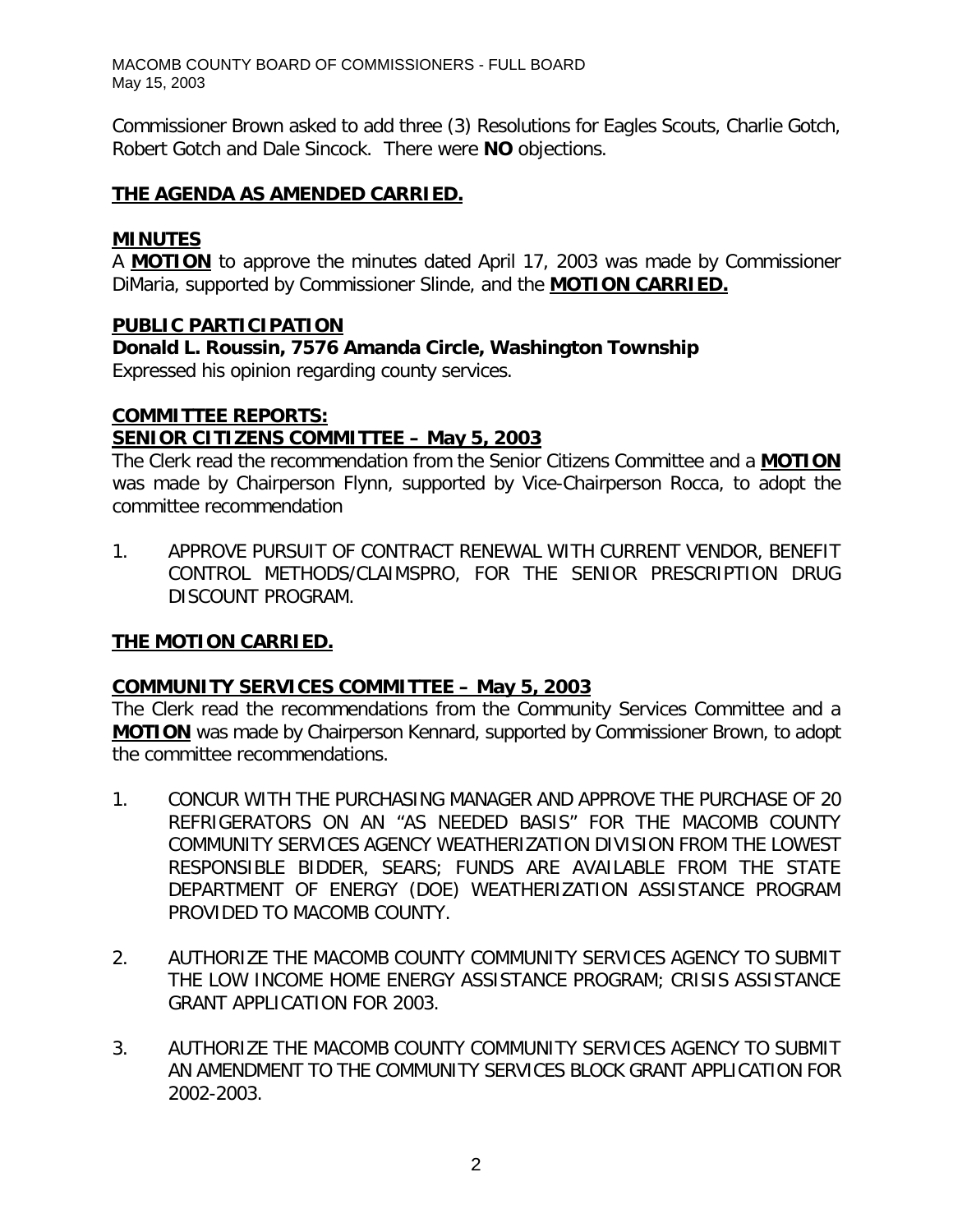Commissioner Brown asked to add three (3) Resolutions for Eagles Scouts, Charlie Gotch, Robert Gotch and Dale Sincock. There were **NO** objections.

**THE AGENDA AS AMENDED CARRIED.**

## MINUTES

A **MOTION** to approve the minutes dated April 17, 2003 was made by Commissioner DiMaria, supported by Commissioner Slinde, and the **MOTION CARRIED.**

## PUBLIC PARTICIPATION

**Donald L. Roussin, 7576 Amanda Circle, Washington Township**

Expressed his opinion regarding county services.

## COMMITTEE REPORTS:

### SENIOR CITIZENS COMMITTEE – May 5, 2003

The Clerk read the recommendation from the Senior Citizens Committee and a **MOTION** was made by Chairperson Flynn, supported by Vice-Chairperson Rocca, to adopt the committee recommendation

1. APPROVE PURSUIT OF CONTRACT RENEWAL WITH CURRENT VENDOR, BENEFIT CONTROL METHODS/CLAIMSPRO, FOR THE SENIOR PRESCRIPTION DRUG DISCOUNT PROGRAM.

**THE MOTION CARRIED.**

### COMMUNITY SERVICES COMMITTEE – May 5, 2003

The Clerk read the recommendations from the Community Services Committee and a **MOTION** was made by Chairperson Kennard, supported by Commissioner Brown, to adopt the committee recommendations.

1. CONCUR WITH THE PURCHASING MANAGER AND APPROVE THE PURCHASE OF 20 REFRIGERATORS ON AN "AS NEEDED BASIS" FOR THE MACOMB COUNTY COMMUNITY SERVICES AGENCY WEATHERIZATION DIVISION FROM THE LOWEST RESPONSIBLE BIDDER, SEARS; FUNDS ARE AVAILABLE FROM THE STATE DEPARTMENT OF ENERGY (DOE) WEATHERIZATION ASSISTANCE PROGRAM PROVIDED TO MACOMB COUNTY.

2. AUTHORIZE THE MACOMB COUNTY COMMUNITY SERVICES AGENCY TO SUBMIT THE LOW INCOME HOME ENERGY ASSISTANCE PROGRAM; CRISIS ASSISTANCE GRANT APPLICATION FOR 2003.

3. AUTHORIZE THE MACOMB COUNTY COMMUNITY SERVICES AGENCY TO SUBMIT AN AMENDMENT TO THE COMMUNITY SERVICES BLOCK GRANT APPLICATION FOR 2002-2003.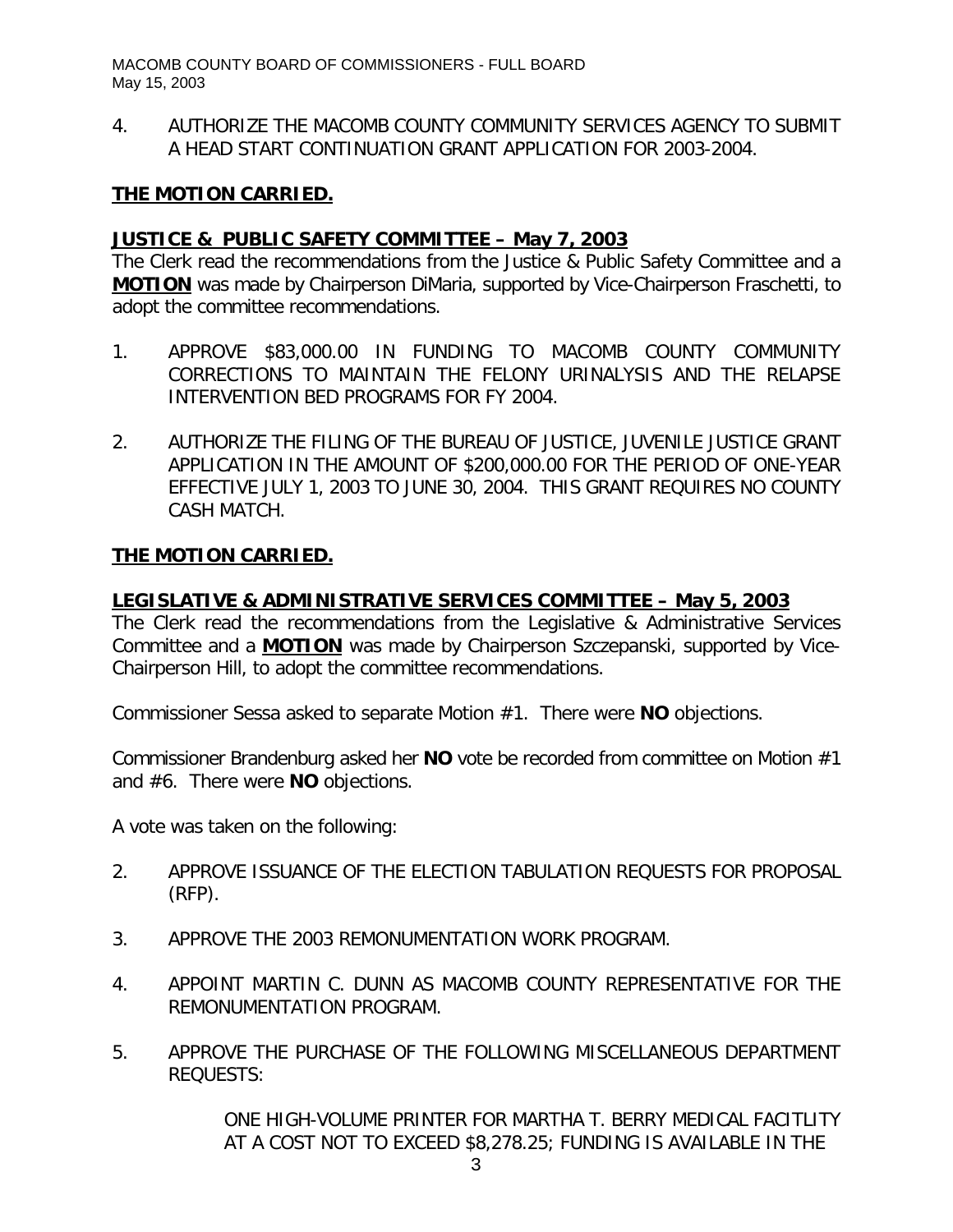4. AUTHORIZE THE MACOMB COUNTY COMMUNITY SERVICES AGENCY TO SUBMIT A HEAD START CONTINUATION GRANT APPLICATION FOR 2003-2004.

**THE MOTION CARRIED.**

**JUSTICE & PUBLIC SAFETY COMMITTEE – May 7, 2003**

The Clerk read the recommendations from the Justice & Public Safety Committee and a **MOTION** was made by Chairperson DiMaria, supported by Vice-Chairperson Fraschetti, to adopt the committee recommendations.

1. APPROVE \$83,000.00 IN FUNDING TO MACOMB COUNTY COMMUNITY CORRECTIONS TO MAINTAIN THE FELONY URINALYSIS AND THE RELAPSE INTERVENTION BED PROGRAMS FOR FY 2004.

2. AUTHORIZE THE FILING OF THE BUREAU OF JUSTICE, JUVENILE JUSTICE GRANT APPLICATION IN THE AMOUNT OF \$200,000.00 FOR THE PERIOD OF ONE-YEAR EFFECTIVE JULY 1, 2003 TO JUNE 30, 2004. THIS GRANT REQUIRES NO COUNTY CASH MATCH.

**THE MOTION CARRIED.**

**LEGISLATIVE & ADMINISTRATIVE SERVICES COMMITTEE – May 5, 2003**

The Clerk read the recommendations from the Legislative & Administrative Services Committee and a **MOTION** was made by Chairperson Szczepanski, supported by Vice-Chairperson Hill, to adopt the committee recommendations.

Commissioner Sessa asked to separate Motion #1. There were **NO** objections.

Commissioner Brandenburg asked her **NO** vote be recorded from committee on Motion #1 and #6. There were **NO** objections.

A vote was taken on the following:

2. APPROVE ISSUANCE OF THE ELECTION TABULATION REQUESTS FOR PROPOSAL (RFP).

3. APPROVE THE 2003 REMONUMENTATION WORK PROGRAM.

4. APPOINT MARTIN C. DUNN AS MACOMB COUNTY REPRESENTATIVE FOR THE REMONUMENTATION PROGRAM.

5. APPROVE THE PURCHASE OF THE FOLLOWING MISCELLANEOUS DEPARTMENT REQUESTS:

   ONE HIGH-VOLUME PRINTER FOR MARTHA T. BERRY MEDICAL FACITLITY AT A COST NOT TO EXCEED \$8,278.25; FUNDING IS AVAILABLE IN THE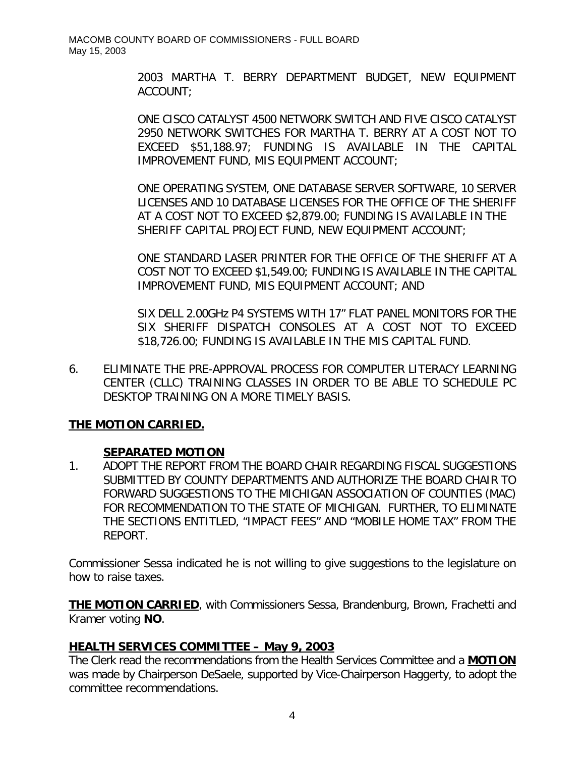2003 MARTHA T. BERRY DEPARTMENT BUDGET, NEW EQUIPMENT ACCOUNT;

ONE CISCO CATALYST 4500 NETWORK SWITCH AND FIVE CISCO CATALYST 2950 NETWORK SWITCHES FOR MARTHA T. BERRY AT A COST NOT TO EXCEED \$51,188.97; FUNDING IS AVAILABLE IN THE CAPITAL IMPROVEMENT FUND, MIS EQUIPMENT ACCOUNT;

ONE OPERATING SYSTEM, ONE DATABASE SERVER SOFTWARE, 10 SERVER LICENSES AND 10 DATABASE LICENSES FOR THE OFFICE OF THE SHERIFF AT A COST NOT TO EXCEED \$2,879.00; FUNDING IS AVAILABLE IN THE SHERIFF CAPITAL PROJECT FUND, NEW EQUIPMENT ACCOUNT;

ONE STANDARD LASER PRINTER FOR THE OFFICE OF THE SHERIFF AT A COST NOT TO EXCEED \$1,549.00; FUNDING IS AVAILABLE IN THE CAPITAL IMPROVEMENT FUND, MIS EQUIPMENT ACCOUNT; AND

SIX DELL 2.00GHz P4 SYSTEMS WITH 17" FLAT PANEL MONITORS FOR THE SIX SHERIFF DISPATCH CONSOLES AT A COST NOT TO EXCEED \$18,726.00; FUNDING IS AVAILABLE IN THE MIS CAPITAL FUND.

6. ELIMINATE THE PRE-APPROVAL PROCESS FOR COMPUTER LITERACY LEARNING CENTER (CLLC) TRAINING CLASSES IN ORDER TO BE ABLE TO SCHEDULE PC DESKTOP TRAINING ON A MORE TIMELY BASIS.

**THE MOTION CARRIED.**

**SEPARATED MOTION**

1. ADOPT THE REPORT FROM THE BOARD CHAIR REGARDING FISCAL SUGGESTIONS SUBMITTED BY COUNTY DEPARTMENTS AND AUTHORIZE THE BOARD CHAIR TO FORWARD SUGGESTIONS TO THE MICHIGAN ASSOCIATION OF COUNTIES (MAC) FOR RECOMMENDATION TO THE STATE OF MICHIGAN. FURTHER, TO ELIMINATE THE SECTIONS ENTITLED, "IMPACT FEES" AND "MOBILE HOME TAX" FROM THE REPORT.

Commissioner Sessa indicated he is not willing to give suggestions to the legislature on how to raise taxes.

**THE MOTION CARRIED**, with Commissioners Sessa, Brandenburg, Brown, Frachetti and Kramer voting **NO**.

**HEALTH SERVICES COMMITTEE – May 9, 2003**

The Clerk read the recommendations from the Health Services Committee and a **MOTION** was made by Chairperson DeSaele, supported by Vice-Chairperson Haggerty, to adopt the committee recommendations.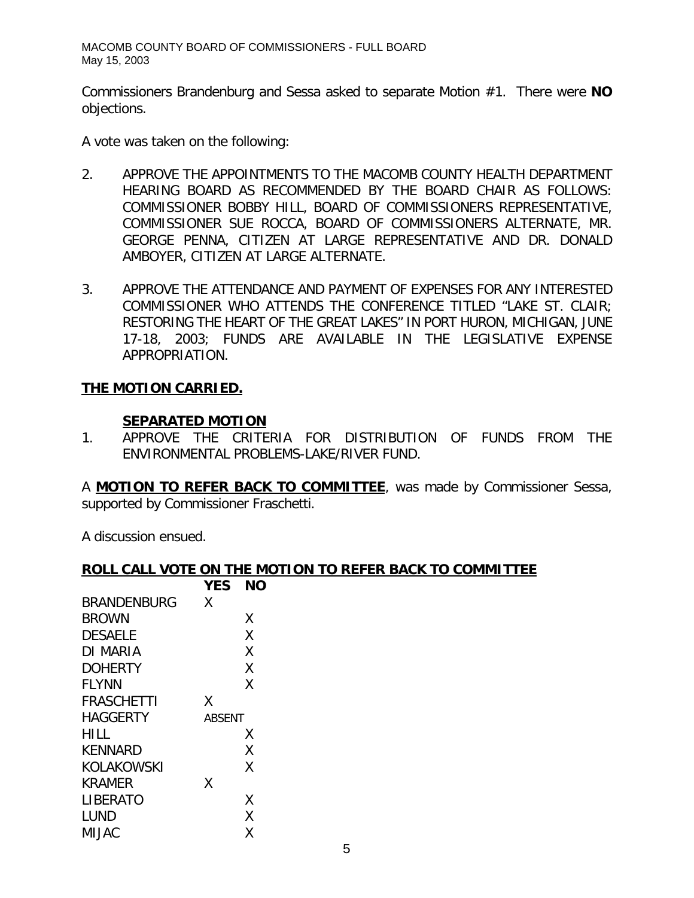Commissioners Brandenburg and Sessa asked to separate Motion #1. There were **NO** objections.

A vote was taken on the following:

2. APPROVE THE APPOINTMENTS TO THE MACOMB COUNTY HEALTH DEPARTMENT HEARING BOARD AS RECOMMENDED BY THE BOARD CHAIR AS FOLLOWS: COMMISSIONER BOBBY HILL, BOARD OF COMMISSIONERS REPRESENTATIVE, COMMISSIONER SUE ROCCA, BOARD OF COMMISSIONERS ALTERNATE, MR. GEORGE PENNA, CITIZEN AT LARGE REPRESENTATIVE AND DR. DONALD AMBOYER, CITIZEN AT LARGE ALTERNATE.

3. APPROVE THE ATTENDANCE AND PAYMENT OF EXPENSES FOR ANY INTERESTED COMMISSIONER WHO ATTENDS THE CONFERENCE TITLED "LAKE ST. CLAIR; RESTORING THE HEART OF THE GREAT LAKES" IN PORT HURON, MICHIGAN, JUNE 17-18, 2003; FUNDS ARE AVAILABLE IN THE LEGISLATIVE EXPENSE APPROPRIATION.

**THE MOTION CARRIED.**

**SEPARATED MOTION**

1. APPROVE THE CRITERIA FOR DISTRIBUTION OF FUNDS FROM THE ENVIRONMENTAL PROBLEMS-LAKE/RIVER FUND.

A **MOTION TO REFER BACK TO COMMITTEE**, was made by Commissioner Sessa, supported by Commissioner Fraschetti.

A discussion ensued.

**ROLL CALL VOTE ON THE MOTION TO REFER BACK TO COMMITTEE**

| | YES | NO |
|---|---|---|
| BRANDENBURG | X | |
| BROWN | | X |
| DESAELE | | X |
| DI MARIA | | X |
| DOHERTY | | X |
| FLYNN | | X |
| FRASCHETTI | X | |
| HAGGERTY | ABSENT | |
| HILL | | X |
| KENNARD | | X |
| KOLAKOWSKI | | X |
| KRAMER | X | |
| LIBERATO | | X |
| LUND | | X |
| MIJAC | | X |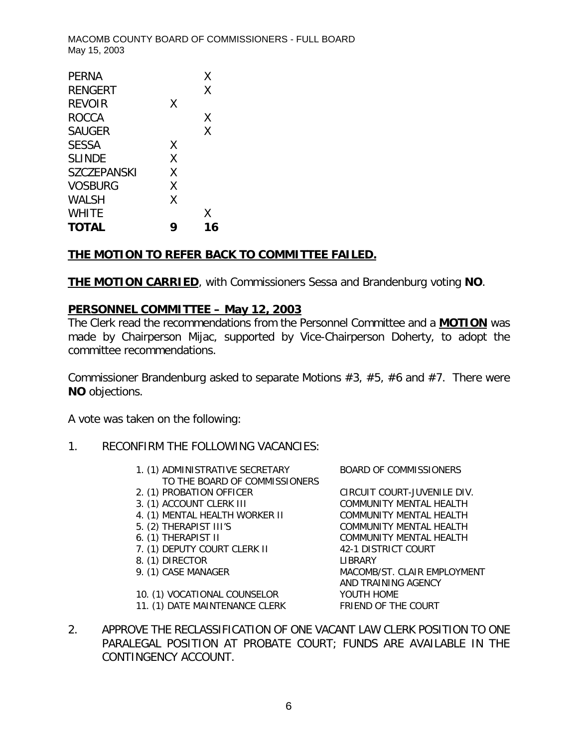| | | |
|---|---|---|
| PERNA | | X |
| RENGERT | | X |
| REVOIR | X | |
| ROCCA | | X |
| SAUGER | | X |
| SESSA | X | |
| SLINDE | X | |
| SZCZEPANSKI | X | |
| VOSBURG | X | |
| WALSH | X | |
| WHITE | | X |
| **TOTAL** | **9** | **16** |

**THE MOTION TO REFER BACK TO COMMITTEE FAILED.**

**THE MOTION CARRIED**, with Commissioners Sessa and Brandenburg voting **NO**.

**PERSONNEL COMMITTEE – May 12, 2003**

The Clerk read the recommendations from the Personnel Committee and a **MOTION** was made by Chairperson Mijac, supported by Vice-Chairperson Doherty, to adopt the committee recommendations.

Commissioner Brandenburg asked to separate Motions #3, #5, #6 and #7. There were **NO** objections.

A vote was taken on the following:

1. RECONFIRM THE FOLLOWING VACANCIES:

| | |
|---|---|
| 1. (1) ADMINISTRATIVE SECRETARY TO THE BOARD OF COMMISSIONERS | BOARD OF COMMISSIONERS |
| 2. (1) PROBATION OFFICER | CIRCUIT COURT-JUVENILE DIV. |
| 3. (1) ACCOUNT CLERK III | COMMUNITY MENTAL HEALTH |
| 4. (1) MENTAL HEALTH WORKER II | COMMUNITY MENTAL HEALTH |
| 5. (2) THERAPIST III'S | COMMUNITY MENTAL HEALTH |
| 6. (1) THERAPIST II | COMMUNITY MENTAL HEALTH |
| 7. (1) DEPUTY COURT CLERK II | 42-1 DISTRICT COURT |
| 8. (1) DIRECTOR | LIBRARY |
| 9. (1) CASE MANAGER | MACOMB/ST. CLAIR EMPLOYMENT AND TRAINING AGENCY |
| 10. (1) VOCATIONAL COUNSELOR | YOUTH HOME |
| 11. (1) DATE MAINTENANCE CLERK | FRIEND OF THE COURT |

2. APPROVE THE RECLASSIFICATION OF ONE VACANT LAW CLERK POSITION TO ONE PARALEGAL POSITION AT PROBATE COURT; FUNDS ARE AVAILABLE IN THE CONTINGENCY ACCOUNT.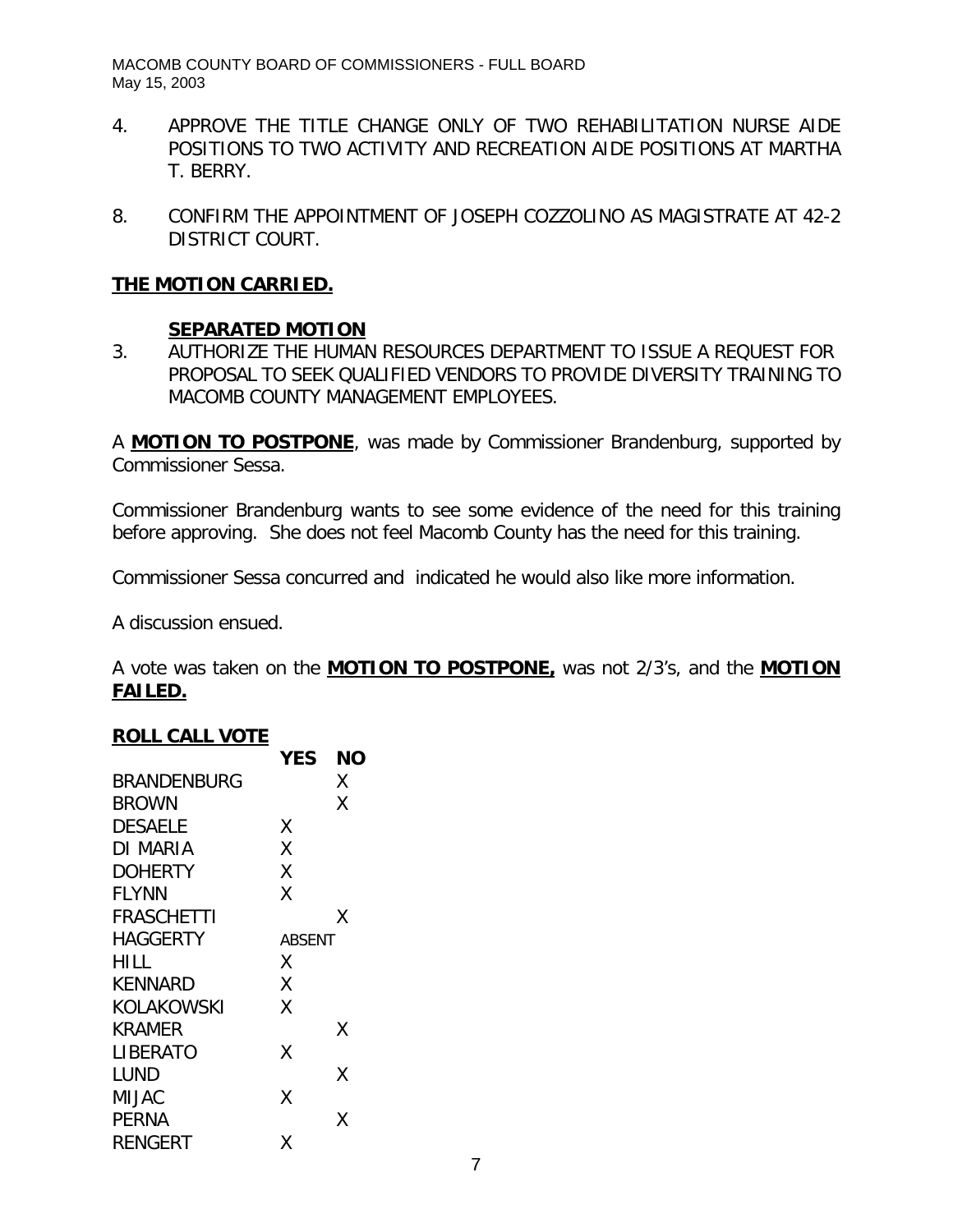4. APPROVE THE TITLE CHANGE ONLY OF TWO REHABILITATION NURSE AIDE POSITIONS TO TWO ACTIVITY AND RECREATION AIDE POSITIONS AT MARTHA T. BERRY.

8. CONFIRM THE APPOINTMENT OF JOSEPH COZZOLINO AS MAGISTRATE AT 42-2 DISTRICT COURT.

**THE MOTION CARRIED.**

**SEPARATED MOTION**

3. AUTHORIZE THE HUMAN RESOURCES DEPARTMENT TO ISSUE A REQUEST FOR PROPOSAL TO SEEK QUALIFIED VENDORS TO PROVIDE DIVERSITY TRAINING TO MACOMB COUNTY MANAGEMENT EMPLOYEES.

A **MOTION TO POSTPONE**, was made by Commissioner Brandenburg, supported by Commissioner Sessa.

Commissioner Brandenburg wants to see some evidence of the need for this training before approving. She does not feel Macomb County has the need for this training.

Commissioner Sessa concurred and indicated he would also like more information.

A discussion ensued.

A vote was taken on the **MOTION TO POSTPONE,** was not 2/3's, and the **MOTION FAILED.**

**ROLL CALL VOTE**

| | YES | NO |
|---|---|---|
| BRANDENBURG | | X |
| BROWN | | X |
| DESAELE | X | |
| DI MARIA | X | |
| DOHERTY | X | |
| FLYNN | X | |
| FRASCHETTI | | X |
| HAGGERTY | ABSENT | |
| HILL | X | |
| KENNARD | X | |
| KOLAKOWSKI | X | |
| KRAMER | | X |
| LIBERATO | X | |
| LUND | | X |
| MIJAC | X | |
| PERNA | | X |
| RENGERT | X | |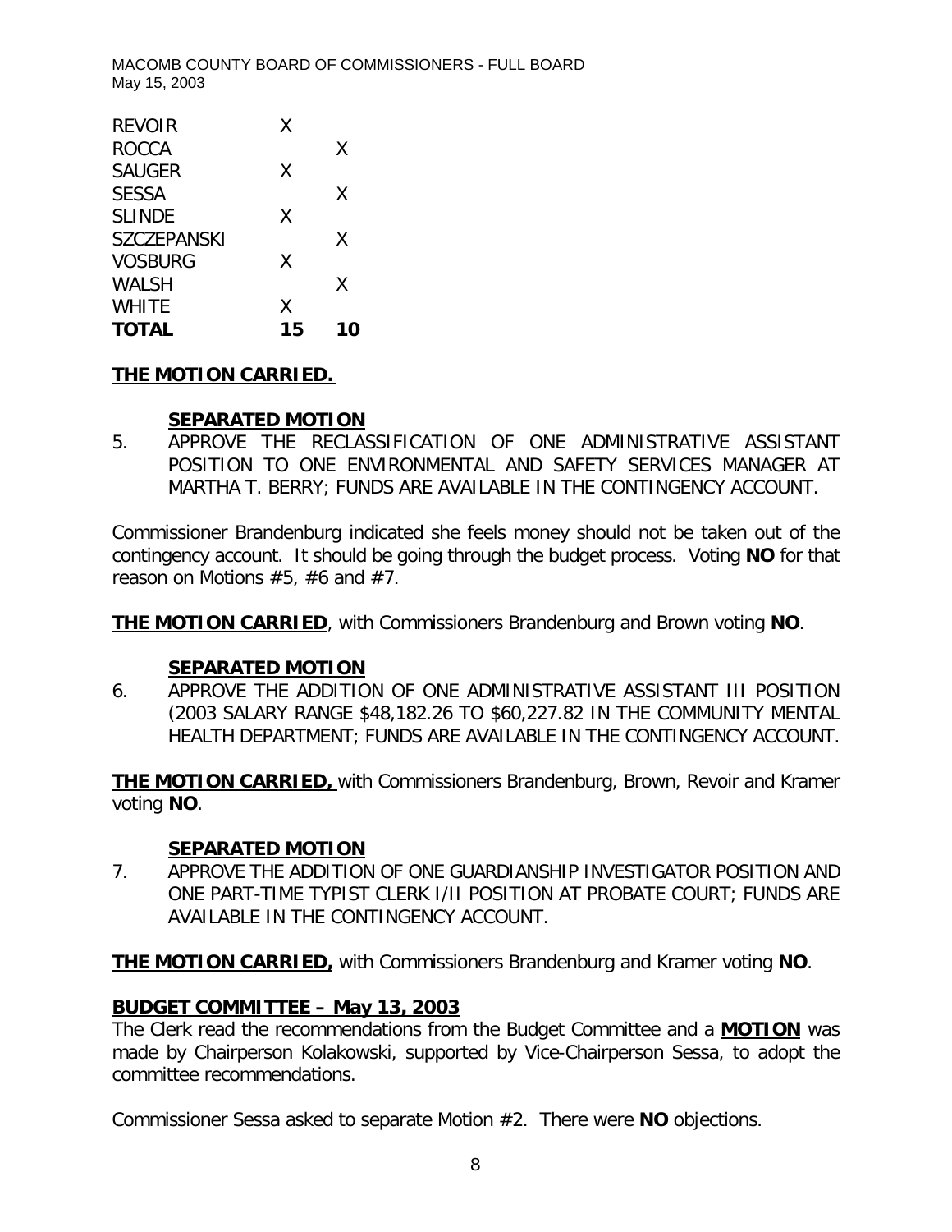| | | |
|---|---|---|
| REVOIR | X | |
| ROCCA | | X |
| SAUGER | X | |
| SESSA | | X |
| SLINDE | X | |
| SZCZEPANSKI | | X |
| VOSBURG | X | |
| WALSH | | X |
| WHITE | X | |
| **TOTAL** | **15** | **10** |

**THE MOTION CARRIED.**

**SEPARATED MOTION**

5. APPROVE THE RECLASSIFICATION OF ONE ADMINISTRATIVE ASSISTANT POSITION TO ONE ENVIRONMENTAL AND SAFETY SERVICES MANAGER AT MARTHA T. BERRY; FUNDS ARE AVAILABLE IN THE CONTINGENCY ACCOUNT.

Commissioner Brandenburg indicated she feels money should not be taken out of the contingency account. It should be going through the budget process. Voting **NO** for that reason on Motions #5, #6 and #7.

**THE MOTION CARRIED**, with Commissioners Brandenburg and Brown voting **NO**.

**SEPARATED MOTION**

6. APPROVE THE ADDITION OF ONE ADMINISTRATIVE ASSISTANT III POSITION (2003 SALARY RANGE $48,182.26 TO $60,227.82 IN THE COMMUNITY MENTAL HEALTH DEPARTMENT; FUNDS ARE AVAILABLE IN THE CONTINGENCY ACCOUNT.

**THE MOTION CARRIED,** with Commissioners Brandenburg, Brown, Revoir and Kramer voting **NO**.

**SEPARATED MOTION**

7. APPROVE THE ADDITION OF ONE GUARDIANSHIP INVESTIGATOR POSITION AND ONE PART-TIME TYPIST CLERK I/II POSITION AT PROBATE COURT; FUNDS ARE AVAILABLE IN THE CONTINGENCY ACCOUNT.

**THE MOTION CARRIED,** with Commissioners Brandenburg and Kramer voting **NO**.

**BUDGET COMMITTEE – May 13, 2003**

The Clerk read the recommendations from the Budget Committee and a **MOTION** was made by Chairperson Kolakowski, supported by Vice-Chairperson Sessa, to adopt the committee recommendations.

Commissioner Sessa asked to separate Motion #2. There were **NO** objections.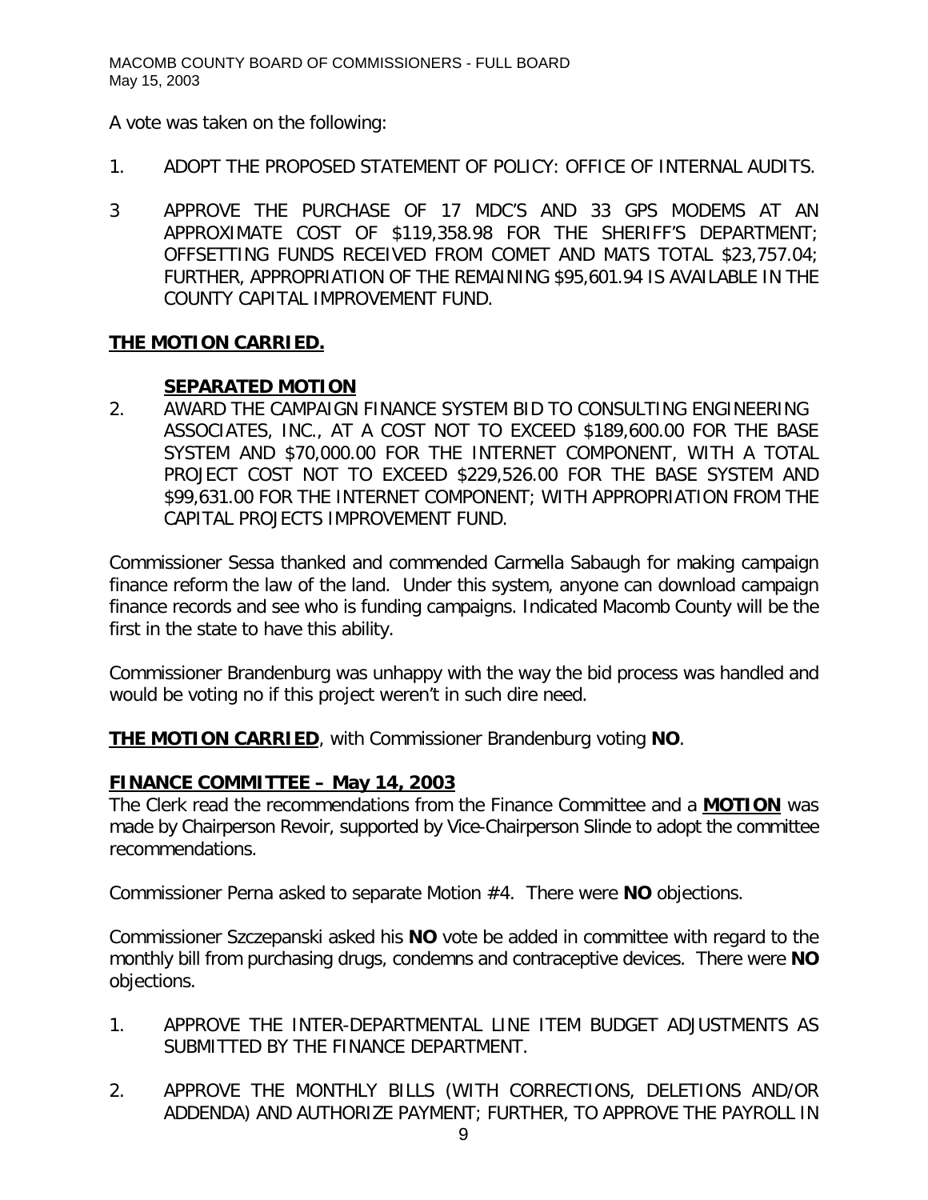A vote was taken on the following:

1. ADOPT THE PROPOSED STATEMENT OF POLICY: OFFICE OF INTERNAL AUDITS.

3 APPROVE THE PURCHASE OF 17 MDC'S AND 33 GPS MODEMS AT AN APPROXIMATE COST OF $119,358.98 FOR THE SHERIFF'S DEPARTMENT; OFFSETTING FUNDS RECEIVED FROM COMET AND MATS TOTAL $23,757.04; FURTHER, APPROPRIATION OF THE REMAINING $95,601.94 IS AVAILABLE IN THE COUNTY CAPITAL IMPROVEMENT FUND.

**THE MOTION CARRIED.**

**SEPARATED MOTION**

2. AWARD THE CAMPAIGN FINANCE SYSTEM BID TO CONSULTING ENGINEERING ASSOCIATES, INC., AT A COST NOT TO EXCEED $189,600.00 FOR THE BASE SYSTEM AND $70,000.00 FOR THE INTERNET COMPONENT, WITH A TOTAL PROJECT COST NOT TO EXCEED $229,526.00 FOR THE BASE SYSTEM AND $99,631.00 FOR THE INTERNET COMPONENT; WITH APPROPRIATION FROM THE CAPITAL PROJECTS IMPROVEMENT FUND.

Commissioner Sessa thanked and commended Carmella Sabaugh for making campaign finance reform the law of the land. Under this system, anyone can download campaign finance records and see who is funding campaigns. Indicated Macomb County will be the first in the state to have this ability.

Commissioner Brandenburg was unhappy with the way the bid process was handled and would be voting no if this project weren't in such dire need.

**THE MOTION CARRIED**, with Commissioner Brandenburg voting **NO**.

**FINANCE COMMITTEE – May 14, 2003**

The Clerk read the recommendations from the Finance Committee and a **MOTION** was made by Chairperson Revoir, supported by Vice-Chairperson Slinde to adopt the committee recommendations.

Commissioner Perna asked to separate Motion #4. There were **NO** objections.

Commissioner Szczepanski asked his **NO** vote be added in committee with regard to the monthly bill from purchasing drugs, condemns and contraceptive devices. There were **NO** objections.

1. APPROVE THE INTER-DEPARTMENTAL LINE ITEM BUDGET ADJUSTMENTS AS SUBMITTED BY THE FINANCE DEPARTMENT.

2. APPROVE THE MONTHLY BILLS (WITH CORRECTIONS, DELETIONS AND/OR ADDENDA) AND AUTHORIZE PAYMENT; FURTHER, TO APPROVE THE PAYROLL IN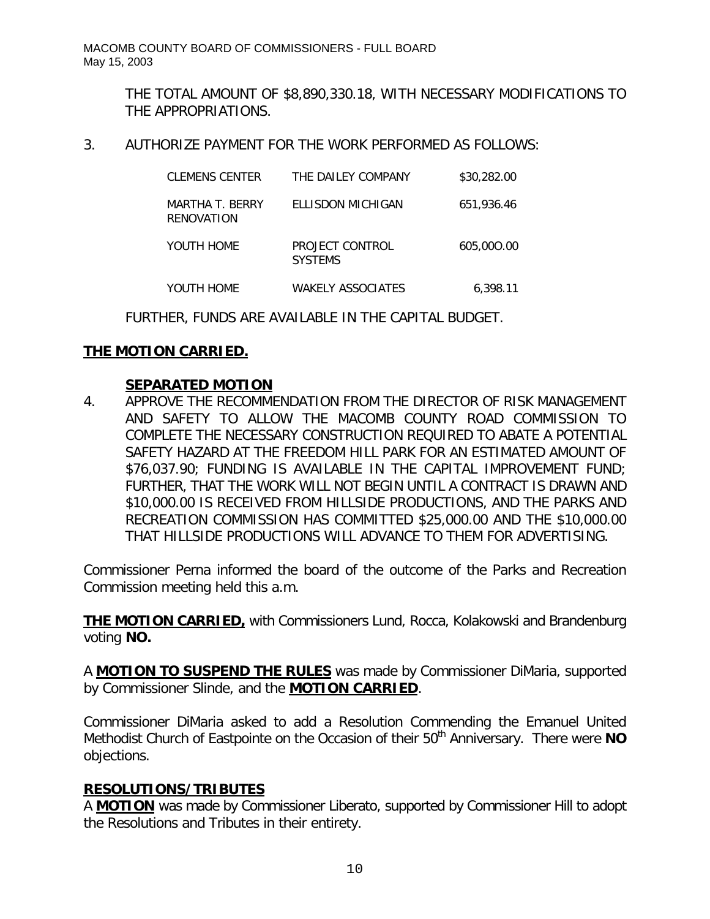THE TOTAL AMOUNT OF $8,890,330.18, WITH NECESSARY MODIFICATIONS TO THE APPROPRIATIONS.

3. AUTHORIZE PAYMENT FOR THE WORK PERFORMED AS FOLLOWS:

| | | |
|---|---|---|
| CLEMENS CENTER | THE DAILEY COMPANY | $30,282.00 |
| MARTHA T. BERRY RENOVATION | ELLISDON MICHIGAN | 651,936.46 |
| YOUTH HOME | PROJECT CONTROL SYSTEMS | 605,00O.00 |
| YOUTH HOME | WAKELY ASSOCIATES | 6,398.11 |

FURTHER, FUNDS ARE AVAILABLE IN THE CAPITAL BUDGET.

**THE MOTION CARRIED.**

**SEPARATED MOTION**

4. APPROVE THE RECOMMENDATION FROM THE DIRECTOR OF RISK MANAGEMENT AND SAFETY TO ALLOW THE MACOMB COUNTY ROAD COMMISSION TO COMPLETE THE NECESSARY CONSTRUCTION REQUIRED TO ABATE A POTENTIAL SAFETY HAZARD AT THE FREEDOM HILL PARK FOR AN ESTIMATED AMOUNT OF $76,037.90; FUNDING IS AVAILABLE IN THE CAPITAL IMPROVEMENT FUND; FURTHER, THAT THE WORK WILL NOT BEGIN UNTIL A CONTRACT IS DRAWN AND $10,000.00 IS RECEIVED FROM HILLSIDE PRODUCTIONS, AND THE PARKS AND RECREATION COMMISSION HAS COMMITTED $25,000.00 AND THE $10,000.00 THAT HILLSIDE PRODUCTIONS WILL ADVANCE TO THEM FOR ADVERTISING.

Commissioner Perna informed the board of the outcome of the Parks and Recreation Commission meeting held this a.m.

**THE MOTION CARRIED,** with Commissioners Lund, Rocca, Kolakowski and Brandenburg voting **NO.**

A **MOTION TO SUSPEND THE RULES** was made by Commissioner DiMaria, supported by Commissioner Slinde, and the **MOTION CARRIED**.

Commissioner DiMaria asked to add a Resolution Commending the Emanuel United Methodist Church of Eastpointe on the Occasion of their 50th Anniversary. There were **NO** objections.

**RESOLUTIONS/TRIBUTES**

A **MOTION** was made by Commissioner Liberato, supported by Commissioner Hill to adopt the Resolutions and Tributes in their entirety.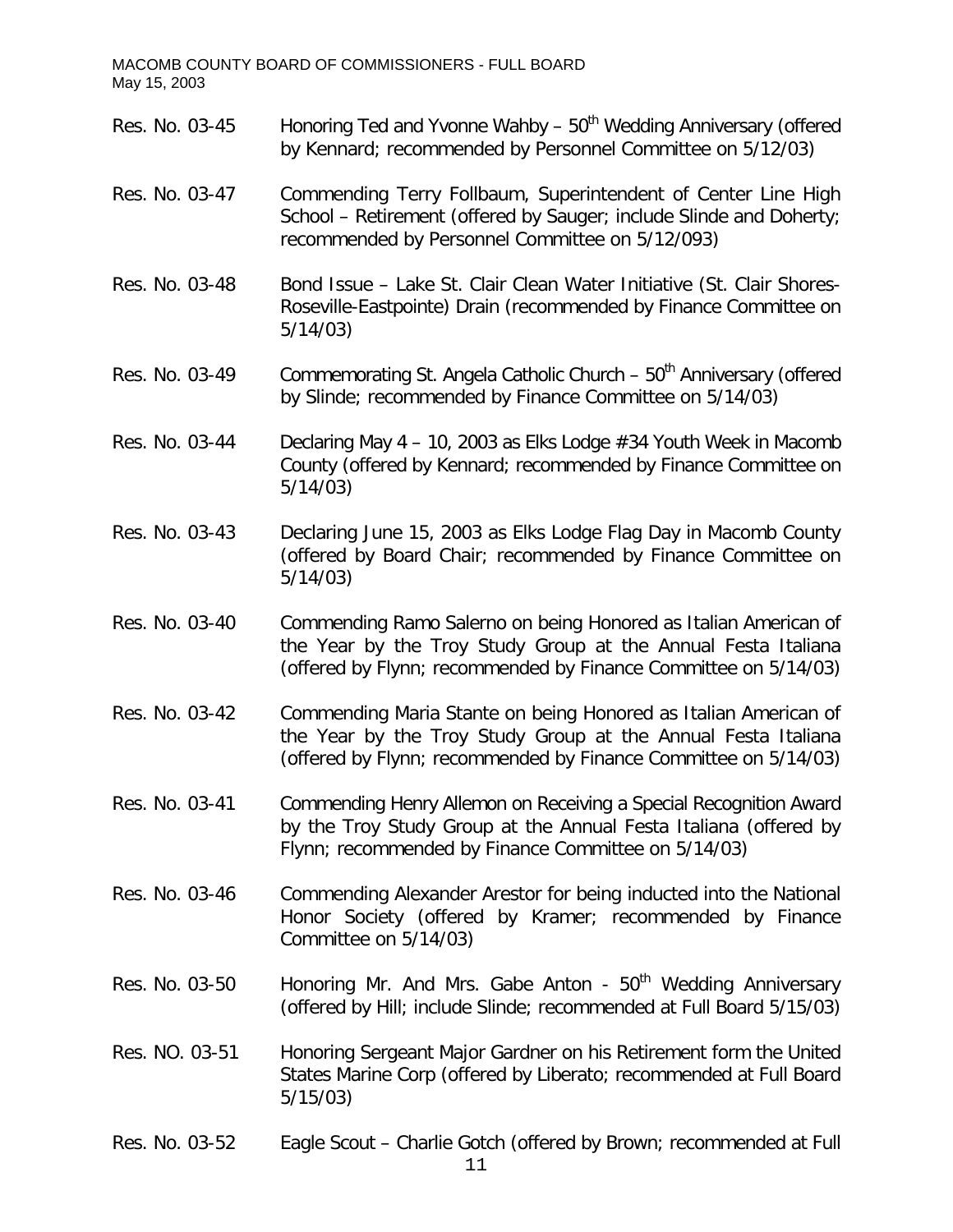Res. No. 03-45 Honoring Ted and Yvonne Wahby – 50th Wedding Anniversary (offered by Kennard; recommended by Personnel Committee on 5/12/03)

Res. No. 03-47 Commending Terry Follbaum, Superintendent of Center Line High School – Retirement (offered by Sauger; include Slinde and Doherty; recommended by Personnel Committee on 5/12/093)

Res. No. 03-48 Bond Issue – Lake St. Clair Clean Water Initiative (St. Clair Shores-Roseville-Eastpointe) Drain (recommended by Finance Committee on 5/14/03)

Res. No. 03-49 Commemorating St. Angela Catholic Church – 50th Anniversary (offered by Slinde; recommended by Finance Committee on 5/14/03)

Res. No. 03-44 Declaring May 4 – 10, 2003 as Elks Lodge #34 Youth Week in Macomb County (offered by Kennard; recommended by Finance Committee on 5/14/03)

Res. No. 03-43 Declaring June 15, 2003 as Elks Lodge Flag Day in Macomb County (offered by Board Chair; recommended by Finance Committee on 5/14/03)

Res. No. 03-40 Commending Ramo Salerno on being Honored as Italian American of the Year by the Troy Study Group at the Annual Festa Italiana (offered by Flynn; recommended by Finance Committee on 5/14/03)

Res. No. 03-42 Commending Maria Stante on being Honored as Italian American of the Year by the Troy Study Group at the Annual Festa Italiana (offered by Flynn; recommended by Finance Committee on 5/14/03)

Res. No. 03-41 Commending Henry Allemon on Receiving a Special Recognition Award by the Troy Study Group at the Annual Festa Italiana (offered by Flynn; recommended by Finance Committee on 5/14/03)

Res. No. 03-46 Commending Alexander Arestor for being inducted into the National Honor Society (offered by Kramer; recommended by Finance Committee on 5/14/03)

Res. No. 03-50 Honoring Mr. And Mrs. Gabe Anton - 50th Wedding Anniversary (offered by Hill; include Slinde; recommended at Full Board 5/15/03)

Res. NO. 03-51 Honoring Sergeant Major Gardner on his Retirement form the United States Marine Corp (offered by Liberato; recommended at Full Board 5/15/03)

Res. No. 03-52 Eagle Scout – Charlie Gotch (offered by Brown; recommended at Full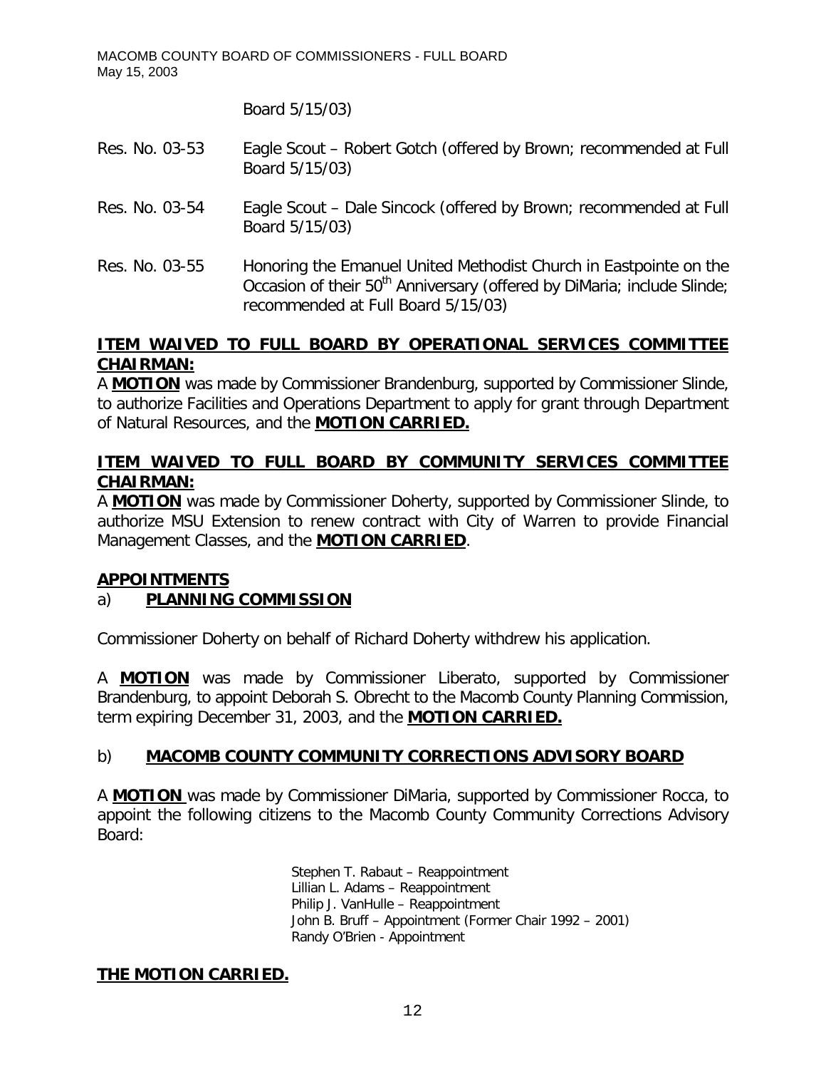Board 5/15/03)

Res. No. 03-53 Eagle Scout – Robert Gotch (offered by Brown; recommended at Full Board 5/15/03)

Res. No. 03-54 Eagle Scout – Dale Sincock (offered by Brown; recommended at Full Board 5/15/03)

Res. No. 03-55 Honoring the Emanuel United Methodist Church in Eastpointe on the Occasion of their 50th Anniversary (offered by DiMaria; include Slinde; recommended at Full Board 5/15/03)

**ITEM WAIVED TO FULL BOARD BY OPERATIONAL SERVICES COMMITTEE CHAIRMAN:**

A **MOTION** was made by Commissioner Brandenburg, supported by Commissioner Slinde, to authorize Facilities and Operations Department to apply for grant through Department of Natural Resources, and the **MOTION CARRIED.**

**ITEM WAIVED TO FULL BOARD BY COMMUNITY SERVICES COMMITTEE CHAIRMAN:**

A **MOTION** was made by Commissioner Doherty, supported by Commissioner Slinde, to authorize MSU Extension to renew contract with City of Warren to provide Financial Management Classes, and the **MOTION CARRIED**.

**APPOINTMENTS**

a) **PLANNING COMMISSION**

Commissioner Doherty on behalf of Richard Doherty withdrew his application.

A **MOTION** was made by Commissioner Liberato, supported by Commissioner Brandenburg, to appoint Deborah S. Obrecht to the Macomb County Planning Commission, term expiring December 31, 2003, and the **MOTION CARRIED.**

b) **MACOMB COUNTY COMMUNITY CORRECTIONS ADVISORY BOARD**

A **MOTION** was made by Commissioner DiMaria, supported by Commissioner Rocca, to appoint the following citizens to the Macomb County Community Corrections Advisory Board:

Stephen T. Rabaut – Reappointment
Lillian L. Adams – Reappointment
Philip J. VanHulle – Reappointment
John B. Bruff – Appointment (Former Chair 1992 – 2001)
Randy O'Brien - Appointment

**THE MOTION CARRIED.**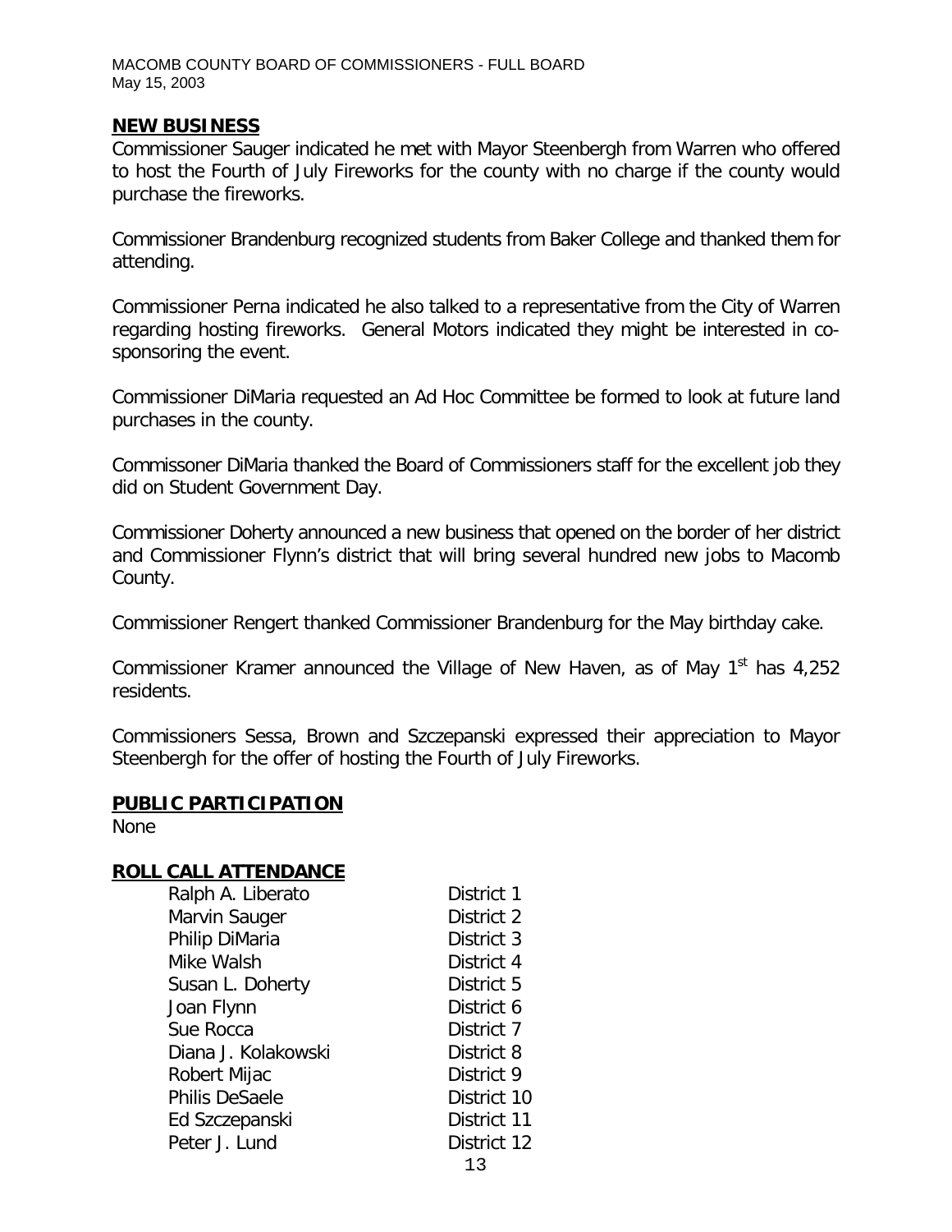## NEW BUSINESS

Commissioner Sauger indicated he met with Mayor Steenbergh from Warren who offered to host the Fourth of July Fireworks for the county with no charge if the county would purchase the fireworks.

Commissioner Brandenburg recognized students from Baker College and thanked them for attending.

Commissioner Perna indicated he also talked to a representative from the City of Warren regarding hosting fireworks. General Motors indicated they might be interested in co-sponsoring the event.

Commissioner DiMaria requested an Ad Hoc Committee be formed to look at future land purchases in the county.

Commissoner DiMaria thanked the Board of Commissioners staff for the excellent job they did on Student Government Day.

Commissioner Doherty announced a new business that opened on the border of her district and Commissioner Flynn's district that will bring several hundred new jobs to Macomb County.

Commissioner Rengert thanked Commissioner Brandenburg for the May birthday cake.

Commissioner Kramer announced the Village of New Haven, as of May 1st has 4,252 residents.

Commissioners Sessa, Brown and Szczepanski expressed their appreciation to Mayor Steenbergh for the offer of hosting the Fourth of July Fireworks.

## PUBLIC PARTICIPATION

None

## ROLL CALL ATTENDANCE

| | |
|---|---|
| Ralph A. Liberato | District 1 |
| Marvin Sauger | District 2 |
| Philip DiMaria | District 3 |
| Mike Walsh | District 4 |
| Susan L. Doherty | District 5 |
| Joan Flynn | District 6 |
| Sue Rocca | District 7 |
| Diana J. Kolakowski | District 8 |
| Robert Mijac | District 9 |
| Philis DeSaele | District 10 |
| Ed Szczepanski | District 11 |
| Peter J. Lund | District 12 |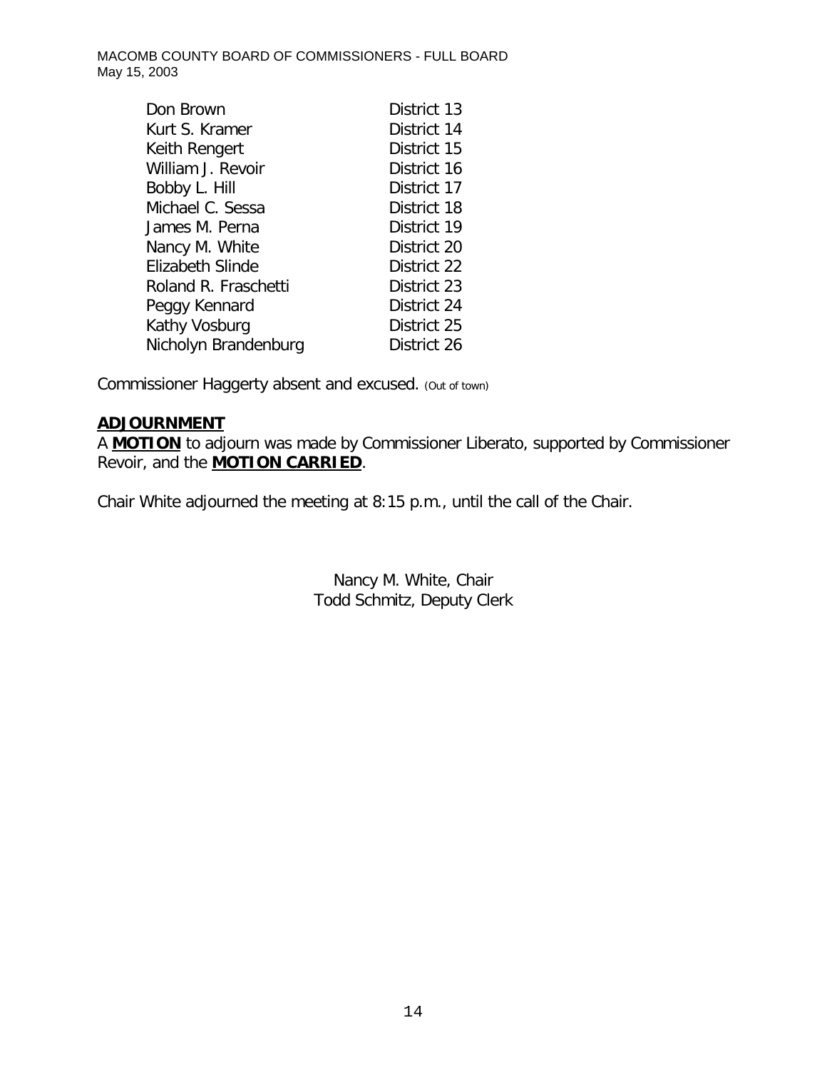| | |
|---|---|
| Don Brown | District 13 |
| Kurt S. Kramer | District 14 |
| Keith Rengert | District 15 |
| William J. Revoir | District 16 |
| Bobby L. Hill | District 17 |
| Michael C. Sessa | District 18 |
| James M. Perna | District 19 |
| Nancy M. White | District 20 |
| Elizabeth Slinde | District 22 |
| Roland R. Fraschetti | District 23 |
| Peggy Kennard | District 24 |
| Kathy Vosburg | District 25 |
| Nicholyn Brandenburg | District 26 |

Commissioner Haggerty absent and excused. (Out of town)

## ADJOURNMENT

A **MOTION** to adjourn was made by Commissioner Liberato, supported by Commissioner Revoir, and the **MOTION CARRIED**.

Chair White adjourned the meeting at 8:15 p.m., until the call of the Chair.

Nancy M. White, Chair
Todd Schmitz, Deputy Clerk